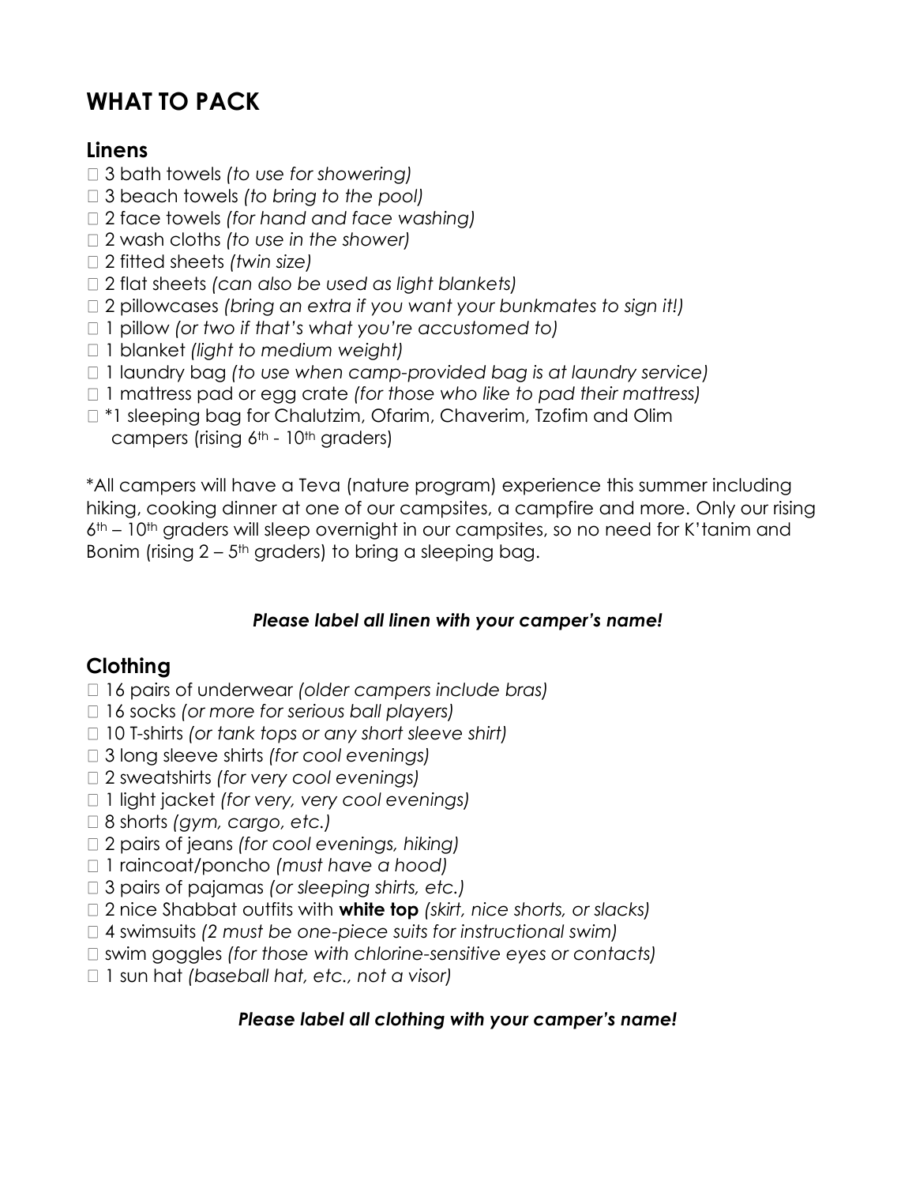# WHAT TO PACK

## Linens

- ☐ 3 bath towels *(to use for showering)*
- ☐ 3 beach towels *(to bring to the pool)*
- ☐ 2 face towels *(for hand and face washing)*
- ☐ 2 wash cloths *(to use in the shower)*
- ☐ 2 fitted sheets *(twin size)*
- ☐ 2 flat sheets *(can also be used as light blankets)*
- ☐ 2 pillowcases *(bring an extra if you want your bunkmates to sign it!)*
- ☐ 1 pillow *(or two if that's what you're accustomed to)*
- ☐ 1 blanket *(light to medium weight)*
- ☐ 1 laundry bag *(to use when camp-provided bag is at laundry service)*
- ☐ 1 mattress pad or egg crate *(for those who like to pad their mattress)*
- ☐ *1 sleeping bag for Chalutzim, Ofarim, Chaverim, Tzofim and Olim campers (rising 6th - 10th graders)

*All campers will have a Teva (nature program) experience this summer including hiking, cooking dinner at one of our campsites, a campfire and more. Only our rising 6th – 10th graders will sleep overnight in our campsites, so no need for K'tanim and Bonim (rising 2 – 5th graders) to bring a sleeping bag.

***Please label all linen with your camper's name!***

## Clothing

- ☐ 16 pairs of underwear *(older campers include bras)*
- ☐ 16 socks *(or more for serious ball players)*
- ☐ 10 T-shirts *(or tank tops or any short sleeve shirt)*
- ☐ 3 long sleeve shirts *(for cool evenings)*
- ☐ 2 sweatshirts *(for very cool evenings)*
- ☐ 1 light jacket *(for very, very cool evenings)*
- ☐ 8 shorts *(gym, cargo, etc.)*
- ☐ 2 pairs of jeans *(for cool evenings, hiking)*
- ☐ 1 raincoat/poncho *(must have a hood)*
- ☐ 3 pairs of pajamas *(or sleeping shirts, etc.)*
- ☐ 2 nice Shabbat outfits with **white top** *(skirt, nice shorts, or slacks)*
- ☐ 4 swimsuits *(2 must be one-piece suits for instructional swim)*
- ☐ swim goggles *(for those with chlorine-sensitive eyes or contacts)*
- ☐ 1 sun hat *(baseball hat, etc., not a visor)*

***Please label all clothing with your camper's name!***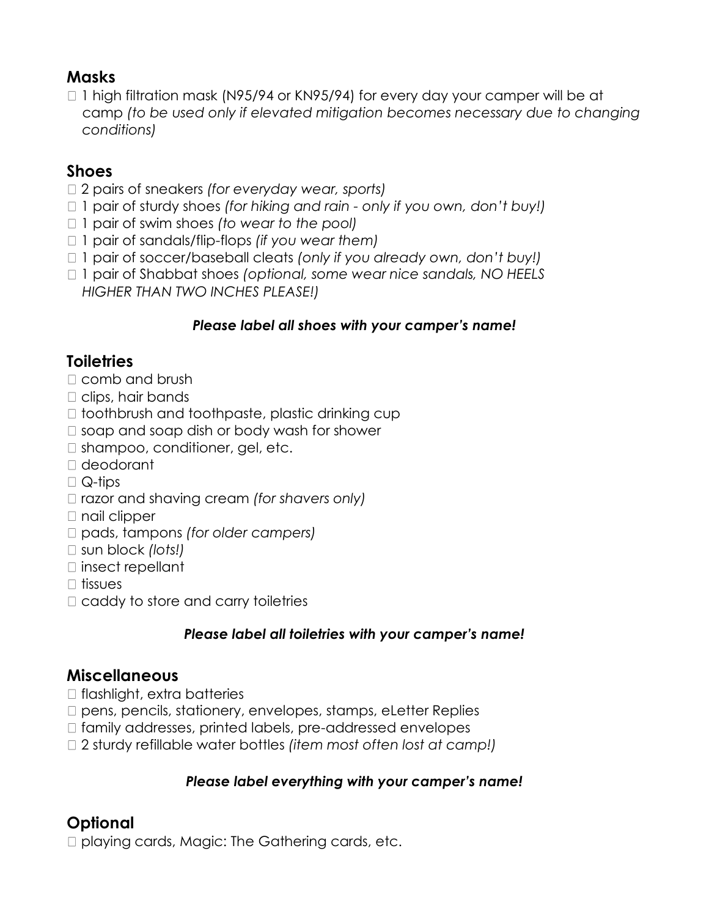## Masks

- ☐ 1 high filtration mask (N95/94 or KN95/94) for every day your camper will be at camp *(to be used only if elevated mitigation becomes necessary due to changing conditions)*

## Shoes

- ☐ 2 pairs of sneakers *(for everyday wear, sports)*
- ☐ 1 pair of sturdy shoes *(for hiking and rain - only if you own, don't buy!)*
- ☐ 1 pair of swim shoes *(to wear to the pool)*
- ☐ 1 pair of sandals/flip-flops *(if you wear them)*
- ☐ 1 pair of soccer/baseball cleats *(only if you already own, don't buy!)*
- ☐ 1 pair of Shabbat shoes *(optional, some wear nice sandals, NO HEELS HIGHER THAN TWO INCHES PLEASE!)*

***Please label all shoes with your camper's name!***

## Toiletries

- ☐ comb and brush
- ☐ clips, hair bands
- ☐ toothbrush and toothpaste, plastic drinking cup
- ☐ soap and soap dish or body wash for shower
- ☐ shampoo, conditioner, gel, etc.
- ☐ deodorant
- ☐ Q-tips
- ☐ razor and shaving cream *(for shavers only)*
- ☐ nail clipper
- ☐ pads, tampons *(for older campers)*
- ☐ sun block *(lots!)*
- ☐ insect repellant
- ☐ tissues
- ☐ caddy to store and carry toiletries

***Please label all toiletries with your camper's name!***

## Miscellaneous

- ☐ flashlight, extra batteries
- ☐ pens, pencils, stationery, envelopes, stamps, eLetter Replies
- ☐ family addresses, printed labels, pre-addressed envelopes
- ☐ 2 sturdy refillable water bottles *(item most often lost at camp!)*

***Please label everything with your camper's name!***

## Optional

- ☐ playing cards, Magic: The Gathering cards, etc.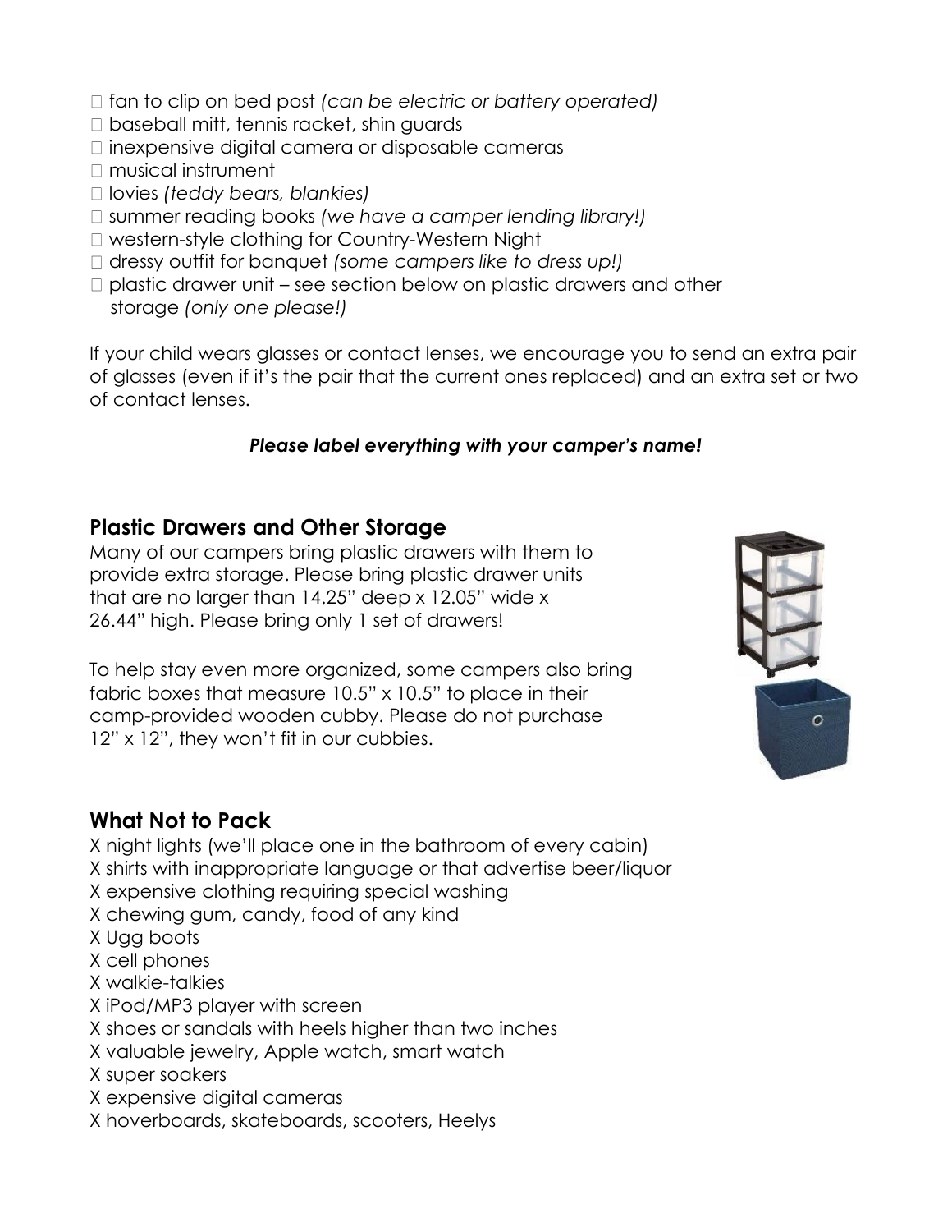- ☐ fan to clip on bed post *(can be electric or battery operated)*
- ☐ baseball mitt, tennis racket, shin guards
- ☐ inexpensive digital camera or disposable cameras
- ☐ musical instrument
- ☐ lovies *(teddy bears, blankies)*
- ☐ summer reading books *(we have a camper lending library!)*
- ☐ western-style clothing for Country-Western Night
- ☐ dressy outfit for banquet *(some campers like to dress up!)*
- ☐ plastic drawer unit – see section below on plastic drawers and other storage *(only one please!)*

If your child wears glasses or contact lenses, we encourage you to send an extra pair of glasses (even if it's the pair that the current ones replaced) and an extra set or two of contact lenses.

***Please label everything with your camper's name!***

## Plastic Drawers and Other Storage

Many of our campers bring plastic drawers with them to provide extra storage. Please bring plastic drawer units that are no larger than 14.25" deep x 12.05" wide x 26.44" high. Please bring only 1 set of drawers!

To help stay even more organized, some campers also bring fabric boxes that measure 10.5" x 10.5" to place in their camp-provided wooden cubby. Please do not purchase 12" x 12", they won't fit in our cubbies.

## What Not to Pack

X night lights (we'll place one in the bathroom of every cabin)
X shirts with inappropriate language or that advertise beer/liquor
X expensive clothing requiring special washing
X chewing gum, candy, food of any kind
X Ugg boots
X cell phones
X walkie-talkies
X iPod/MP3 player with screen
X shoes or sandals with heels higher than two inches
X valuable jewelry, Apple watch, smart watch
X super soakers
X expensive digital cameras
X hoverboards, skateboards, scooters, Heelys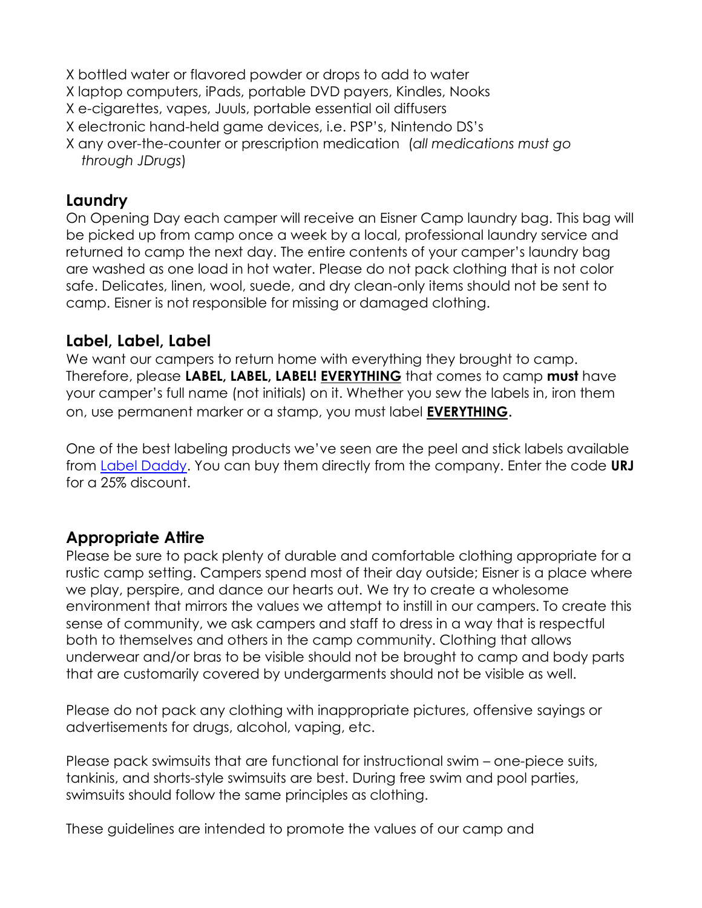X bottled water or flavored powder or drops to add to water
X laptop computers, iPads, portable DVD payers, Kindles, Nooks
X e-cigarettes, vapes, Juuls, portable essential oil diffusers
X electronic hand-held game devices, i.e. PSP's, Nintendo DS's
X any over-the-counter or prescription medication (*all medications must go through JDrugs*)

## Laundry

On Opening Day each camper will receive an Eisner Camp laundry bag. This bag will be picked up from camp once a week by a local, professional laundry service and returned to camp the next day. The entire contents of your camper's laundry bag are washed as one load in hot water. Please do not pack clothing that is not color safe. Delicates, linen, wool, suede, and dry clean-only items should not be sent to camp. Eisner is not responsible for missing or damaged clothing.

## Label, Label, Label

We want our campers to return home with everything they brought to camp. Therefore, please **LABEL, LABEL, LABEL!** **<u>EVERYTHING</u>** that comes to camp **must** have your camper's full name (not initials) on it. Whether you sew the labels in, iron them on, use permanent marker or a stamp, you must label **<u>EVERYTHING</u>.**

One of the best labeling products we've seen are the peel and stick labels available from [Label Daddy](). You can buy them directly from the company. Enter the code **URJ** for a 25% discount.

## Appropriate Attire

Please be sure to pack plenty of durable and comfortable clothing appropriate for a rustic camp setting. Campers spend most of their day outside; Eisner is a place where we play, perspire, and dance our hearts out. We try to create a wholesome environment that mirrors the values we attempt to instill in our campers. To create this sense of community, we ask campers and staff to dress in a way that is respectful both to themselves and others in the camp community. Clothing that allows underwear and/or bras to be visible should not be brought to camp and body parts that are customarily covered by undergarments should not be visible as well.

Please do not pack any clothing with inappropriate pictures, offensive sayings or advertisements for drugs, alcohol, vaping, etc.

Please pack swimsuits that are functional for instructional swim – one-piece suits, tankinis, and shorts-style swimsuits are best. During free swim and pool parties, swimsuits should follow the same principles as clothing.

These guidelines are intended to promote the values of our camp and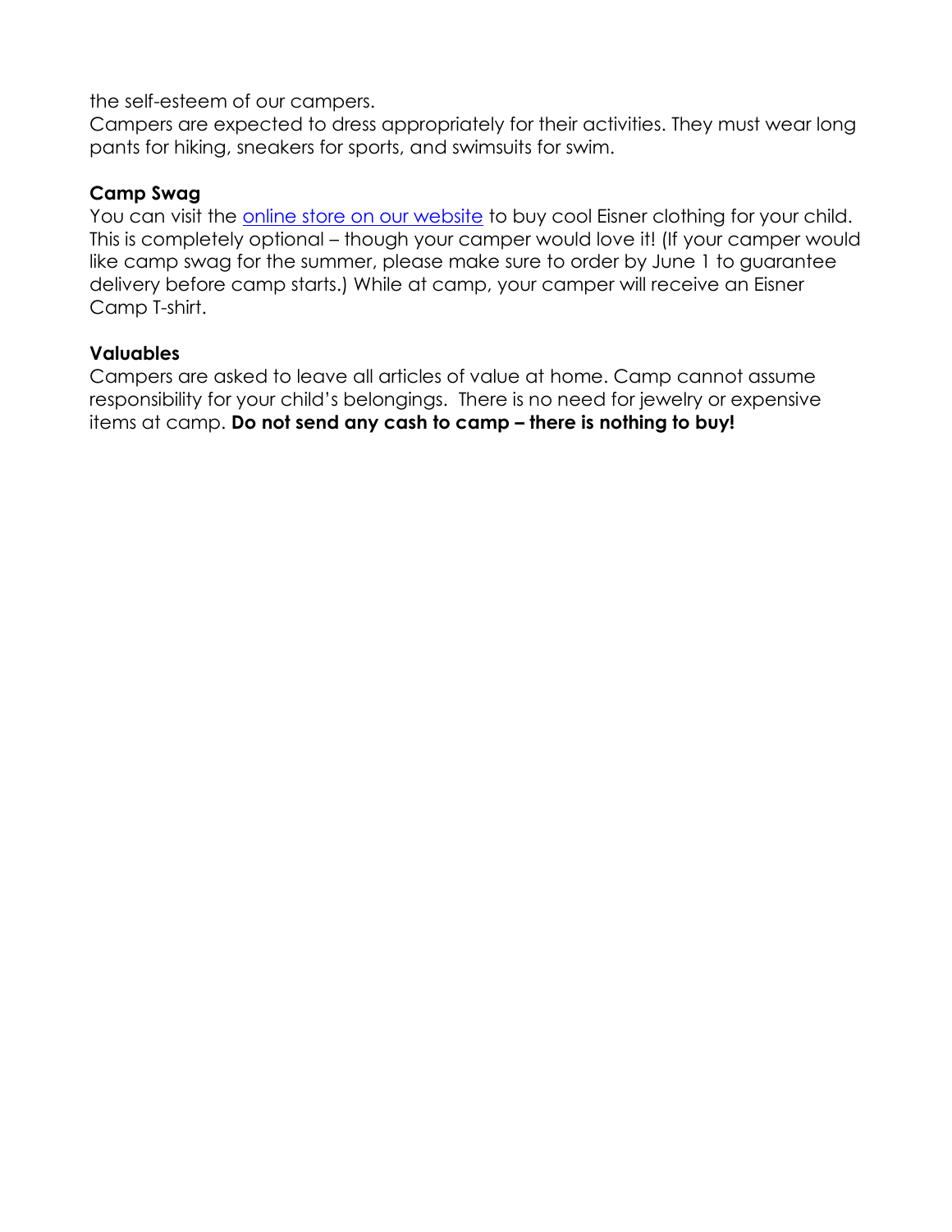the self-esteem of our campers.

Campers are expected to dress appropriately for their activities. They must wear long pants for hiking, sneakers for sports, and swimsuits for swim.

**Camp Swag**

You can visit the online store on our website to buy cool Eisner clothing for your child. This is completely optional – though your camper would love it! (If your camper would like camp swag for the summer, please make sure to order by June 1 to guarantee delivery before camp starts.) While at camp, your camper will receive an Eisner Camp T-shirt.

**Valuables**

Campers are asked to leave all articles of value at home. Camp cannot assume responsibility for your child's belongings. There is no need for jewelry or expensive items at camp. **Do not send any cash to camp – there is nothing to buy!**